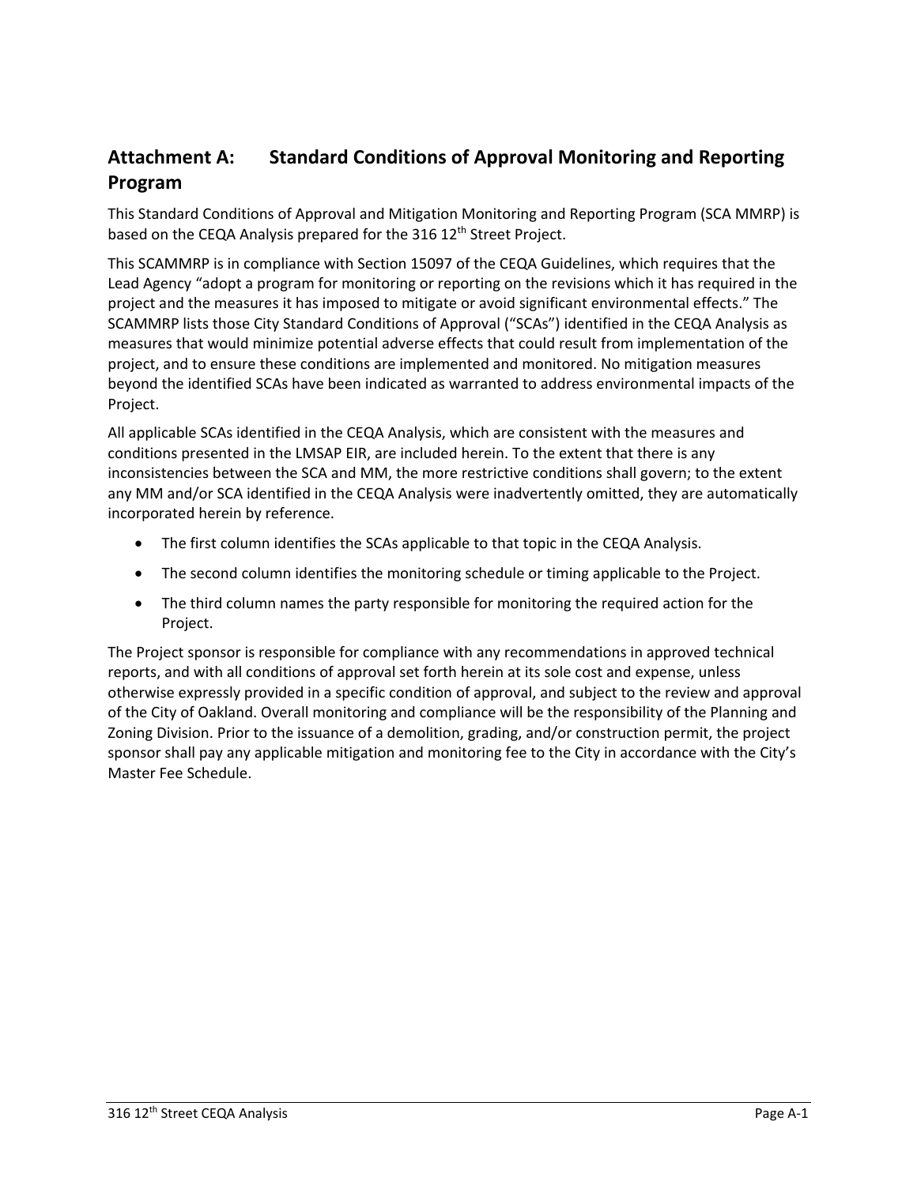## Attachment A: Standard Conditions of Approval Monitoring and Reporting Program

This Standard Conditions of Approval and Mitigation Monitoring and Reporting Program (SCA MMRP) is based on the CEQA Analysis prepared for the 316 12th Street Project.

This SCAMMRP is in compliance with Section 15097 of the CEQA Guidelines, which requires that the Lead Agency "adopt a program for monitoring or reporting on the revisions which it has required in the project and the measures it has imposed to mitigate or avoid significant environmental effects." The SCAMMRP lists those City Standard Conditions of Approval ("SCAs") identified in the CEQA Analysis as measures that would minimize potential adverse effects that could result from implementation of the project, and to ensure these conditions are implemented and monitored. No mitigation measures beyond the identified SCAs have been indicated as warranted to address environmental impacts of the Project.

All applicable SCAs identified in the CEQA Analysis, which are consistent with the measures and conditions presented in the LMSAP EIR, are included herein. To the extent that there is any inconsistencies between the SCA and MM, the more restrictive conditions shall govern; to the extent any MM and/or SCA identified in the CEQA Analysis were inadvertently omitted, they are automatically incorporated herein by reference.

- The first column identifies the SCAs applicable to that topic in the CEQA Analysis.
- The second column identifies the monitoring schedule or timing applicable to the Project.
- The third column names the party responsible for monitoring the required action for the Project.

The Project sponsor is responsible for compliance with any recommendations in approved technical reports, and with all conditions of approval set forth herein at its sole cost and expense, unless otherwise expressly provided in a specific condition of approval, and subject to the review and approval of the City of Oakland. Overall monitoring and compliance will be the responsibility of the Planning and Zoning Division. Prior to the issuance of a demolition, grading, and/or construction permit, the project sponsor shall pay any applicable mitigation and monitoring fee to the City in accordance with the City's Master Fee Schedule.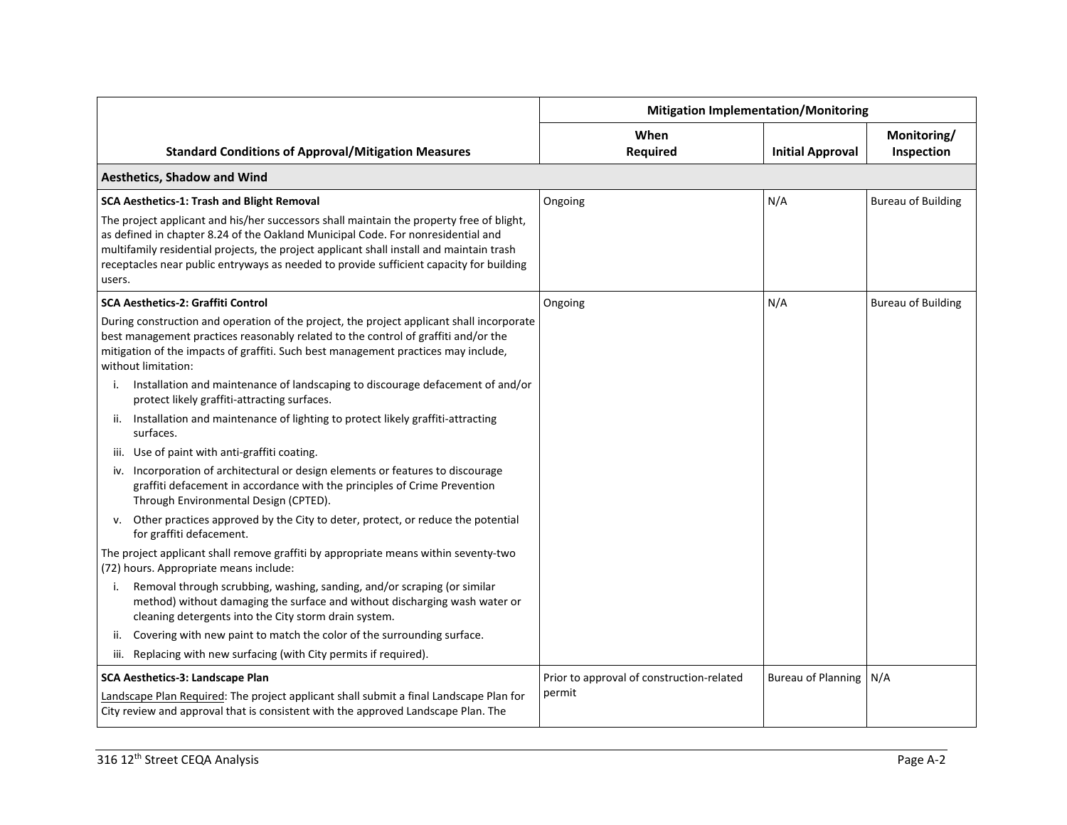| Standard Conditions of Approval/Mitigation Measures | Mitigation Implementation/Monitoring | | |
|---|---|---|---|
| | When Required | Initial Approval | Monitoring/ Inspection |
| **Aesthetics, Shadow and Wind** | | | |
| **SCA Aesthetics-1: Trash and Blight Removal**<br>The project applicant and his/her successors shall maintain the property free of blight, as defined in chapter 8.24 of the Oakland Municipal Code. For nonresidential and multifamily residential projects, the project applicant shall install and maintain trash receptacles near public entryways as needed to provide sufficient capacity for building users. | Ongoing | N/A | Bureau of Building |
| **SCA Aesthetics-2: Graffiti Control**<br>During construction and operation of the project, the project applicant shall incorporate best management practices reasonably related to the control of graffiti and/or the mitigation of the impacts of graffiti. Such best management practices may include, without limitation:<br>i. Installation and maintenance of landscaping to discourage defacement of and/or protect likely graffiti-attracting surfaces.<br>ii. Installation and maintenance of lighting to protect likely graffiti-attracting surfaces.<br>iii. Use of paint with anti-graffiti coating.<br>iv. Incorporation of architectural or design elements or features to discourage graffiti defacement in accordance with the principles of Crime Prevention Through Environmental Design (CPTED).<br>v. Other practices approved by the City to deter, protect, or reduce the potential for graffiti defacement.<br>The project applicant shall remove graffiti by appropriate means within seventy-two (72) hours. Appropriate means include:<br>i. Removal through scrubbing, washing, sanding, and/or scraping (or similar method) without damaging the surface and without discharging wash water or cleaning detergents into the City storm drain system.<br>ii. Covering with new paint to match the color of the surrounding surface.<br>iii. Replacing with new surfacing (with City permits if required). | Ongoing | N/A | Bureau of Building |
| **SCA Aesthetics-3: Landscape Plan**<br>Landscape Plan Required: The project applicant shall submit a final Landscape Plan for City review and approval that is consistent with the approved Landscape Plan. The | Prior to approval of construction-related permit | Bureau of Planning | N/A |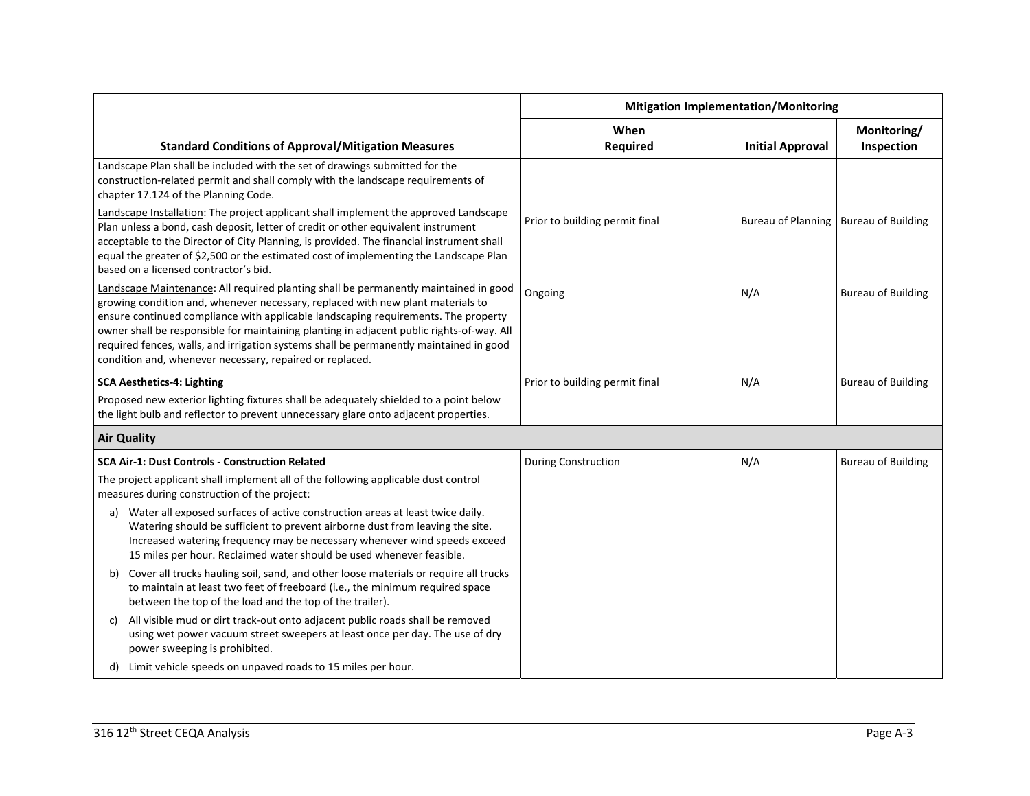| Standard Conditions of Approval/Mitigation Measures | Mitigation Implementation/Monitoring | | |
|---|---|---|---|
| | When Required | Initial Approval | Monitoring/ Inspection |
| Landscape Plan shall be included with the set of drawings submitted for the construction-related permit and shall comply with the landscape requirements of chapter 17.124 of the Planning Code. | | | |
| Landscape Installation: The project applicant shall implement the approved Landscape Plan unless a bond, cash deposit, letter of credit or other equivalent instrument acceptable to the Director of City Planning, is provided. The financial instrument shall equal the greater of $2,500 or the estimated cost of implementing the Landscape Plan based on a licensed contractor's bid. | Prior to building permit final | Bureau of Planning | Bureau of Building |
| Landscape Maintenance: All required planting shall be permanently maintained in good growing condition and, whenever necessary, replaced with new plant materials to ensure continued compliance with applicable landscaping requirements. The property owner shall be responsible for maintaining planting in adjacent public rights-of-way. All required fences, walls, and irrigation systems shall be permanently maintained in good condition and, whenever necessary, repaired or replaced. | Ongoing | N/A | Bureau of Building |
| **SCA Aesthetics-4: Lighting**<br>Proposed new exterior lighting fixtures shall be adequately shielded to a point below the light bulb and reflector to prevent unnecessary glare onto adjacent properties. | Prior to building permit final | N/A | Bureau of Building |
| **Air Quality** | | | |
| **SCA Air-1: Dust Controls - Construction Related**<br>The project applicant shall implement all of the following applicable dust control measures during construction of the project:<br>a) Water all exposed surfaces of active construction areas at least twice daily. Watering should be sufficient to prevent airborne dust from leaving the site. Increased watering frequency may be necessary whenever wind speeds exceed 15 miles per hour. Reclaimed water should be used whenever feasible.<br>b) Cover all trucks hauling soil, sand, and other loose materials or require all trucks to maintain at least two feet of freeboard (i.e., the minimum required space between the top of the load and the top of the trailer).<br>c) All visible mud or dirt track-out onto adjacent public roads shall be removed using wet power vacuum street sweepers at least once per day. The use of dry power sweeping is prohibited.<br>d) Limit vehicle speeds on unpaved roads to 15 miles per hour. | During Construction | N/A | Bureau of Building |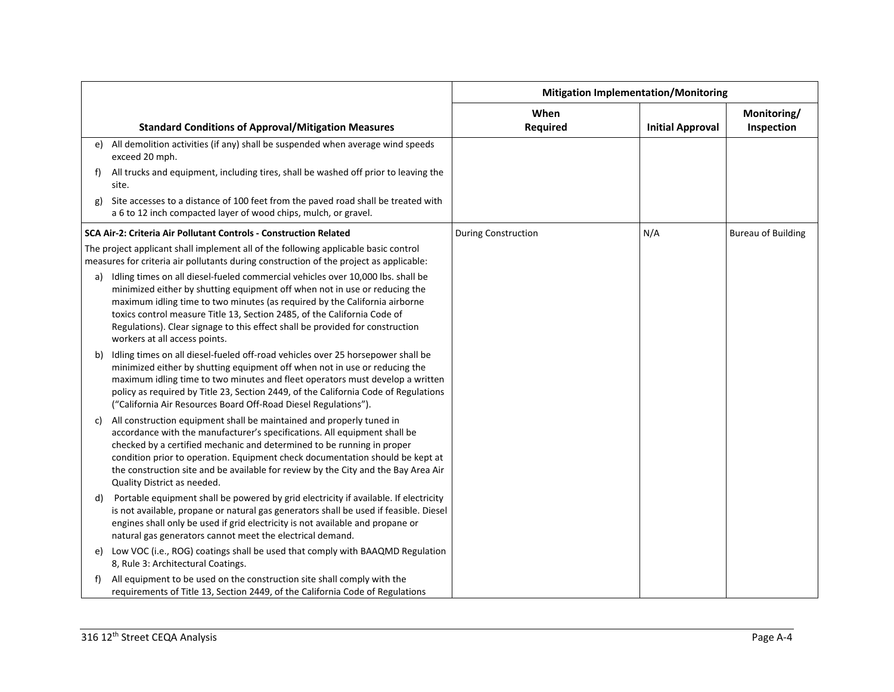| Standard Conditions of Approval/Mitigation Measures | Mitigation Implementation/Monitoring | | |
|---|---|---|---|
| | When Required | Initial Approval | Monitoring/ Inspection |
| e) All demolition activities (if any) shall be suspended when average wind speeds exceed 20 mph.<br>f) All trucks and equipment, including tires, shall be washed off prior to leaving the site.<br>g) Site accesses to a distance of 100 feet from the paved road shall be treated with a 6 to 12 inch compacted layer of wood chips, mulch, or gravel. | | | |
| **SCA Air-2: Criteria Air Pollutant Controls - Construction Related**<br>The project applicant shall implement all of the following applicable basic control measures for criteria air pollutants during construction of the project as applicable:<br>a) Idling times on all diesel-fueled commercial vehicles over 10,000 lbs. shall be minimized either by shutting equipment off when not in use or reducing the maximum idling time to two minutes (as required by the California airborne toxics control measure Title 13, Section 2485, of the California Code of Regulations). Clear signage to this effect shall be provided for construction workers at all access points.<br>b) Idling times on all diesel-fueled off-road vehicles over 25 horsepower shall be minimized either by shutting equipment off when not in use or reducing the maximum idling time to two minutes and fleet operators must develop a written policy as required by Title 23, Section 2449, of the California Code of Regulations ("California Air Resources Board Off-Road Diesel Regulations").<br>c) All construction equipment shall be maintained and properly tuned in accordance with the manufacturer's specifications. All equipment shall be checked by a certified mechanic and determined to be running in proper condition prior to operation. Equipment check documentation should be kept at the construction site and be available for review by the City and the Bay Area Air Quality District as needed.<br>d) Portable equipment shall be powered by grid electricity if available. If electricity is not available, propane or natural gas generators shall be used if feasible. Diesel engines shall only be used if grid electricity is not available and propane or natural gas generators cannot meet the electrical demand.<br>e) Low VOC (i.e., ROG) coatings shall be used that comply with BAAQMD Regulation 8, Rule 3: Architectural Coatings.<br>f) All equipment to be used on the construction site shall comply with the requirements of Title 13, Section 2449, of the California Code of Regulations | During Construction | N/A | Bureau of Building |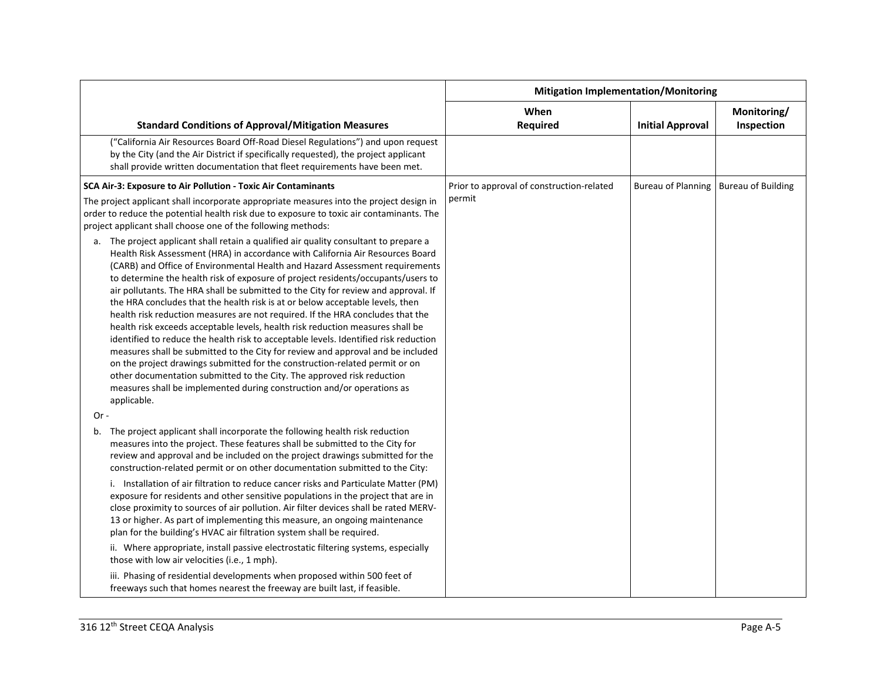| Standard Conditions of Approval/Mitigation Measures | Mitigation Implementation/Monitoring | | |
|---|---|---|---|
| | When Required | Initial Approval | Monitoring/ Inspection |
| ("California Air Resources Board Off-Road Diesel Regulations") and upon request by the City (and the Air District if specifically requested), the project applicant shall provide written documentation that fleet requirements have been met. | | | |
| **SCA Air-3: Exposure to Air Pollution - Toxic Air Contaminants**<br><br>The project applicant shall incorporate appropriate measures into the project design in order to reduce the potential health risk due to exposure to toxic air contaminants. The project applicant shall choose one of the following methods:<br><br>a. The project applicant shall retain a qualified air quality consultant to prepare a Health Risk Assessment (HRA) in accordance with California Air Resources Board (CARB) and Office of Environmental Health and Hazard Assessment requirements to determine the health risk of exposure of project residents/occupants/users to air pollutants. The HRA shall be submitted to the City for review and approval. If the HRA concludes that the health risk is at or below acceptable levels, then health risk reduction measures are not required. If the HRA concludes that the health risk exceeds acceptable levels, health risk reduction measures shall be identified to reduce the health risk to acceptable levels. Identified risk reduction measures shall be submitted to the City for review and approval and be included on the project drawings submitted for the construction-related permit or on other documentation submitted to the City. The approved risk reduction measures shall be implemented during construction and/or operations as applicable.<br><br>Or -<br><br>b. The project applicant shall incorporate the following health risk reduction measures into the project. These features shall be submitted to the City for review and approval and be included on the project drawings submitted for the construction-related permit or on other documentation submitted to the City:<br><br>i. Installation of air filtration to reduce cancer risks and Particulate Matter (PM) exposure for residents and other sensitive populations in the project that are in close proximity to sources of air pollution. Air filter devices shall be rated MERV-13 or higher. As part of implementing this measure, an ongoing maintenance plan for the building's HVAC air filtration system shall be required.<br><br>ii. Where appropriate, install passive electrostatic filtering systems, especially those with low air velocities (i.e., 1 mph).<br><br>iii. Phasing of residential developments when proposed within 500 feet of freeways such that homes nearest the freeway are built last, if feasible. | Prior to approval of construction-related permit | Bureau of Planning | Bureau of Building |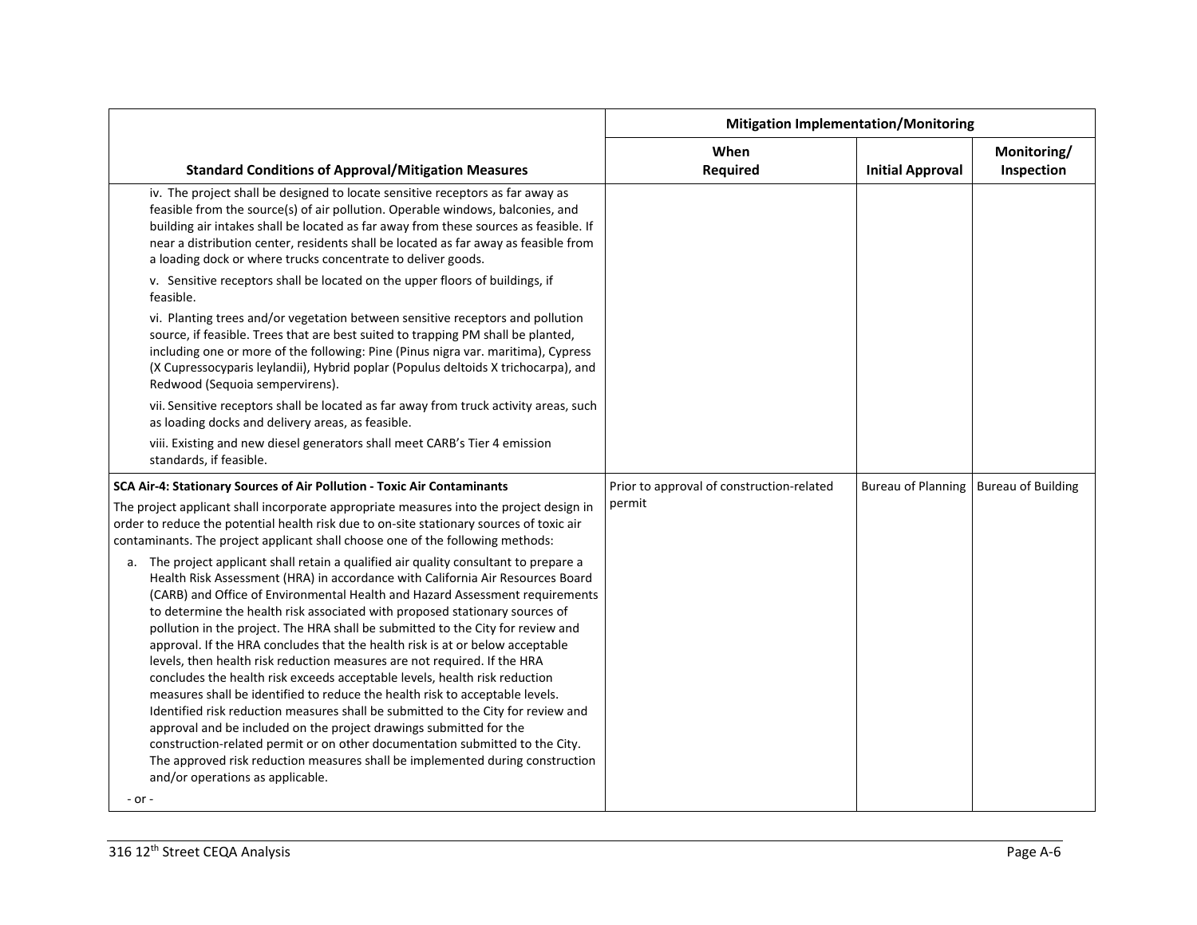| Standard Conditions of Approval/Mitigation Measures | Mitigation Implementation/Monitoring | | |
|---|---|---|---|
| | When Required | Initial Approval | Monitoring/ Inspection |
| iv. The project shall be designed to locate sensitive receptors as far away as feasible from the source(s) of air pollution. Operable windows, balconies, and building air intakes shall be located as far away from these sources as feasible. If near a distribution center, residents shall be located as far away as feasible from a loading dock or where trucks concentrate to deliver goods.<br><br>v. Sensitive receptors shall be located on the upper floors of buildings, if feasible.<br><br>vi. Planting trees and/or vegetation between sensitive receptors and pollution source, if feasible. Trees that are best suited to trapping PM shall be planted, including one or more of the following: Pine (Pinus nigra var. maritima), Cypress (X Cupressocyparis leylandii), Hybrid poplar (Populus deltoids X trichocarpa), and Redwood (Sequoia sempervirens).<br><br>vii. Sensitive receptors shall be located as far away from truck activity areas, such as loading docks and delivery areas, as feasible.<br><br>viii. Existing and new diesel generators shall meet CARB's Tier 4 emission standards, if feasible. | | | |
| **SCA Air-4: Stationary Sources of Air Pollution - Toxic Air Contaminants**<br><br>The project applicant shall incorporate appropriate measures into the project design in order to reduce the potential health risk due to on-site stationary sources of toxic air contaminants. The project applicant shall choose one of the following methods:<br><br>a. The project applicant shall retain a qualified air quality consultant to prepare a Health Risk Assessment (HRA) in accordance with California Air Resources Board (CARB) and Office of Environmental Health and Hazard Assessment requirements to determine the health risk associated with proposed stationary sources of pollution in the project. The HRA shall be submitted to the City for review and approval. If the HRA concludes that the health risk is at or below acceptable levels, then health risk reduction measures are not required. If the HRA concludes the health risk exceeds acceptable levels, health risk reduction measures shall be identified to reduce the health risk to acceptable levels. Identified risk reduction measures shall be submitted to the City for review and approval and be included on the project drawings submitted for the construction-related permit or on other documentation submitted to the City. The approved risk reduction measures shall be implemented during construction and/or operations as applicable.<br><br>- or - | Prior to approval of construction-related permit | Bureau of Planning | Bureau of Building |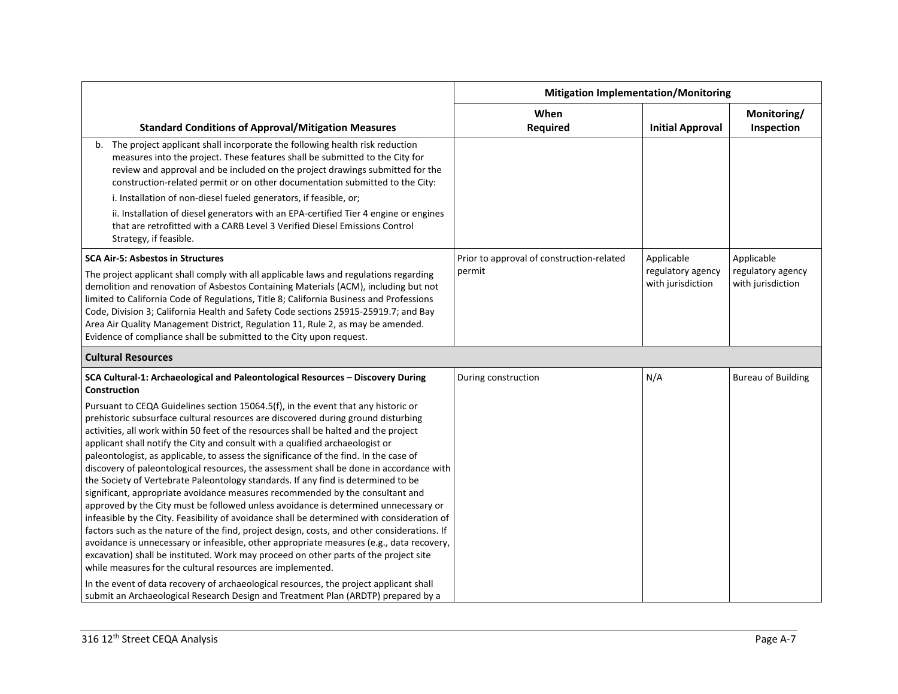| Standard Conditions of Approval/Mitigation Measures | Mitigation Implementation/Monitoring | | |
|---|---|---|---|
| | When Required | Initial Approval | Monitoring/ Inspection |
| b. The project applicant shall incorporate the following health risk reduction measures into the project. These features shall be submitted to the City for review and approval and be included on the project drawings submitted for the construction-related permit or on other documentation submitted to the City:<br>i. Installation of non-diesel fueled generators, if feasible, or;<br>ii. Installation of diesel generators with an EPA-certified Tier 4 engine or engines that are retrofitted with a CARB Level 3 Verified Diesel Emissions Control Strategy, if feasible. | | | |
| **SCA Air-5: Asbestos in Structures**<br>The project applicant shall comply with all applicable laws and regulations regarding demolition and renovation of Asbestos Containing Materials (ACM), including but not limited to California Code of Regulations, Title 8; California Business and Professions Code, Division 3; California Health and Safety Code sections 25915-25919.7; and Bay Area Air Quality Management District, Regulation 11, Rule 2, as may be amended. Evidence of compliance shall be submitted to the City upon request. | Prior to approval of construction-related permit | Applicable regulatory agency with jurisdiction | Applicable regulatory agency with jurisdiction |
| **Cultural Resources** | | | |
| **SCA Cultural-1: Archaeological and Paleontological Resources – Discovery During Construction**<br>Pursuant to CEQA Guidelines section 15064.5(f), in the event that any historic or prehistoric subsurface cultural resources are discovered during ground disturbing activities, all work within 50 feet of the resources shall be halted and the project applicant shall notify the City and consult with a qualified archaeologist or paleontologist, as applicable, to assess the significance of the find. In the case of discovery of paleontological resources, the assessment shall be done in accordance with the Society of Vertebrate Paleontology standards. If any find is determined to be significant, appropriate avoidance measures recommended by the consultant and approved by the City must be followed unless avoidance is determined unnecessary or infeasible by the City. Feasibility of avoidance shall be determined with consideration of factors such as the nature of the find, project design, costs, and other considerations. If avoidance is unnecessary or infeasible, other appropriate measures (e.g., data recovery, excavation) shall be instituted. Work may proceed on other parts of the project site while measures for the cultural resources are implemented.<br>In the event of data recovery of archaeological resources, the project applicant shall submit an Archaeological Research Design and Treatment Plan (ARDTP) prepared by a | During construction | N/A | Bureau of Building |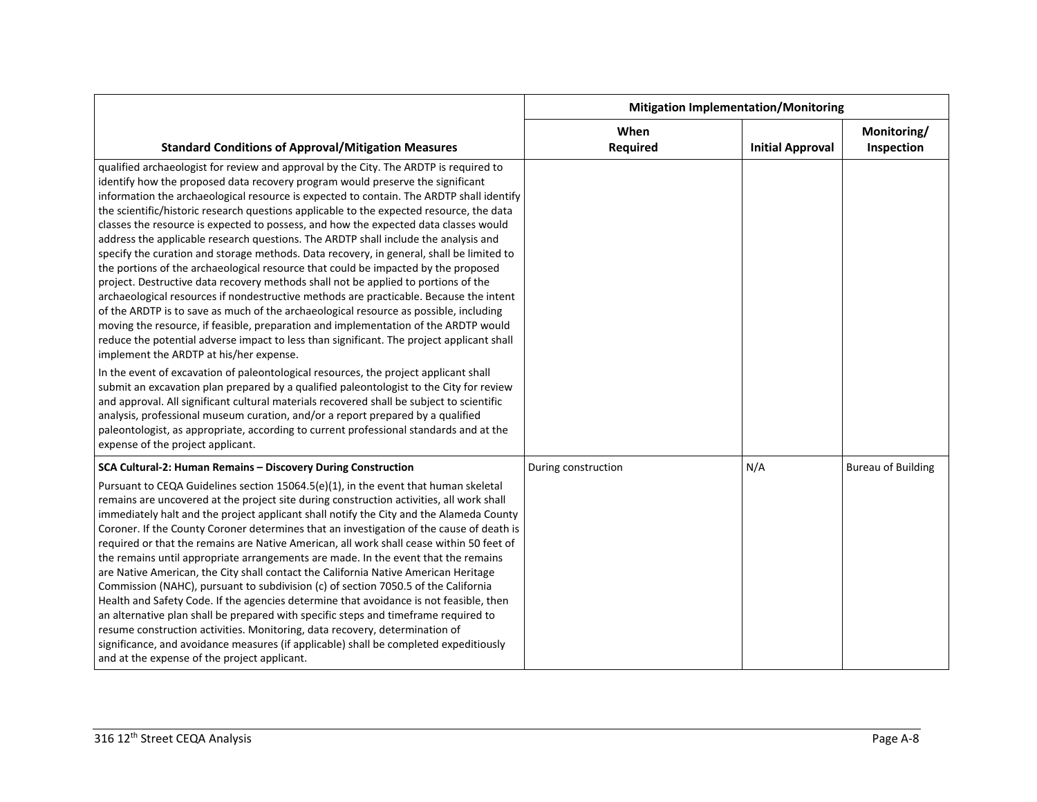| Standard Conditions of Approval/Mitigation Measures | Mitigation Implementation/Monitoring | | |
|---|---|---|---|
| | When Required | Initial Approval | Monitoring/ Inspection |
| qualified archaeologist for review and approval by the City. The ARDTP is required to identify how the proposed data recovery program would preserve the significant information the archaeological resource is expected to contain. The ARDTP shall identify the scientific/historic research questions applicable to the expected resource, the data classes the resource is expected to possess, and how the expected data classes would address the applicable research questions. The ARDTP shall include the analysis and specify the curation and storage methods. Data recovery, in general, shall be limited to the portions of the archaeological resource that could be impacted by the proposed project. Destructive data recovery methods shall not be applied to portions of the archaeological resources if nondestructive methods are practicable. Because the intent of the ARDTP is to save as much of the archaeological resource as possible, including moving the resource, if feasible, preparation and implementation of the ARDTP would reduce the potential adverse impact to less than significant. The project applicant shall implement the ARDTP at his/her expense.<br><br>In the event of excavation of paleontological resources, the project applicant shall submit an excavation plan prepared by a qualified paleontologist to the City for review and approval. All significant cultural materials recovered shall be subject to scientific analysis, professional museum curation, and/or a report prepared by a qualified paleontologist, as appropriate, according to current professional standards and at the expense of the project applicant. | | | |
| **SCA Cultural-2: Human Remains – Discovery During Construction**<br><br>Pursuant to CEQA Guidelines section 15064.5(e)(1), in the event that human skeletal remains are uncovered at the project site during construction activities, all work shall immediately halt and the project applicant shall notify the City and the Alameda County Coroner. If the County Coroner determines that an investigation of the cause of death is required or that the remains are Native American, all work shall cease within 50 feet of the remains until appropriate arrangements are made. In the event that the remains are Native American, the City shall contact the California Native American Heritage Commission (NAHC), pursuant to subdivision (c) of section 7050.5 of the California Health and Safety Code. If the agencies determine that avoidance is not feasible, then an alternative plan shall be prepared with specific steps and timeframe required to resume construction activities. Monitoring, data recovery, determination of significance, and avoidance measures (if applicable) shall be completed expeditiously and at the expense of the project applicant. | During construction | N/A | Bureau of Building |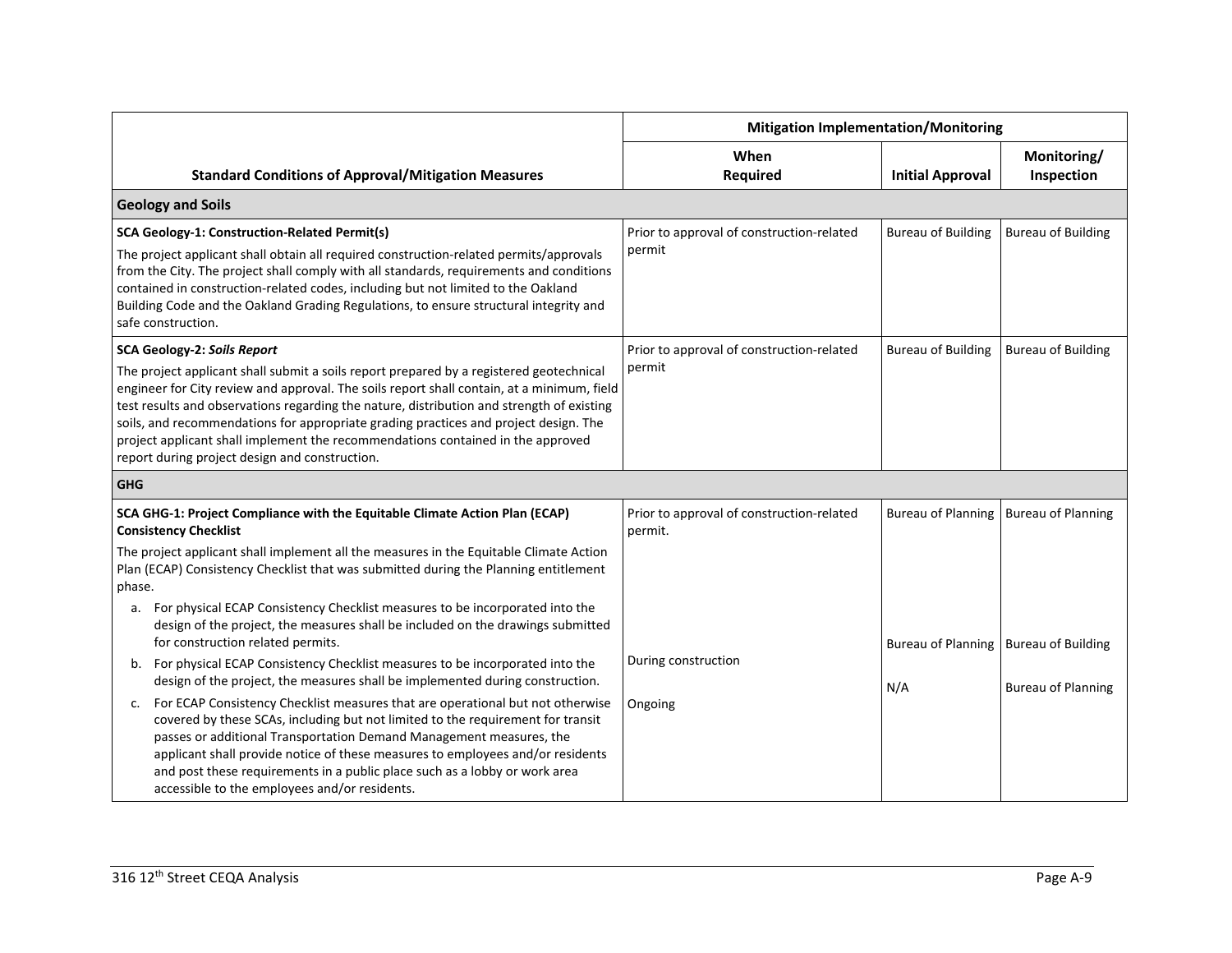| Standard Conditions of Approval/Mitigation Measures | Mitigation Implementation/Monitoring | | |
|---|---|---|---|
| | When Required | Initial Approval | Monitoring/ Inspection |
| **Geology and Soils** | | | |
| **SCA Geology-1: Construction-Related Permit(s)**<br>The project applicant shall obtain all required construction-related permits/approvals from the City. The project shall comply with all standards, requirements and conditions contained in construction-related codes, including but not limited to the Oakland Building Code and the Oakland Grading Regulations, to ensure structural integrity and safe construction. | Prior to approval of construction-related permit | Bureau of Building | Bureau of Building |
| **SCA Geology-2: *Soils Report***<br>The project applicant shall submit a soils report prepared by a registered geotechnical engineer for City review and approval. The soils report shall contain, at a minimum, field test results and observations regarding the nature, distribution and strength of existing soils, and recommendations for appropriate grading practices and project design. The project applicant shall implement the recommendations contained in the approved report during project design and construction. | Prior to approval of construction-related permit | Bureau of Building | Bureau of Building |
| **GHG** | | | |
| **SCA GHG-1: Project Compliance with the Equitable Climate Action Plan (ECAP) Consistency Checklist**<br>The project applicant shall implement all the measures in the Equitable Climate Action Plan (ECAP) Consistency Checklist that was submitted during the Planning entitlement phase. | | | |
| a. For physical ECAP Consistency Checklist measures to be incorporated into the design of the project, the measures shall be included on the drawings submitted for construction related permits. | Prior to approval of construction-related permit. | Bureau of Planning | Bureau of Planning |
| b. For physical ECAP Consistency Checklist measures to be incorporated into the design of the project, the measures shall be implemented during construction. | During construction | Bureau of Planning | Bureau of Building |
| c. For ECAP Consistency Checklist measures that are operational but not otherwise covered by these SCAs, including but not limited to the requirement for transit passes or additional Transportation Demand Management measures, the applicant shall provide notice of these measures to employees and/or residents and post these requirements in a public place such as a lobby or work area accessible to the employees and/or residents. | Ongoing | N/A | Bureau of Planning |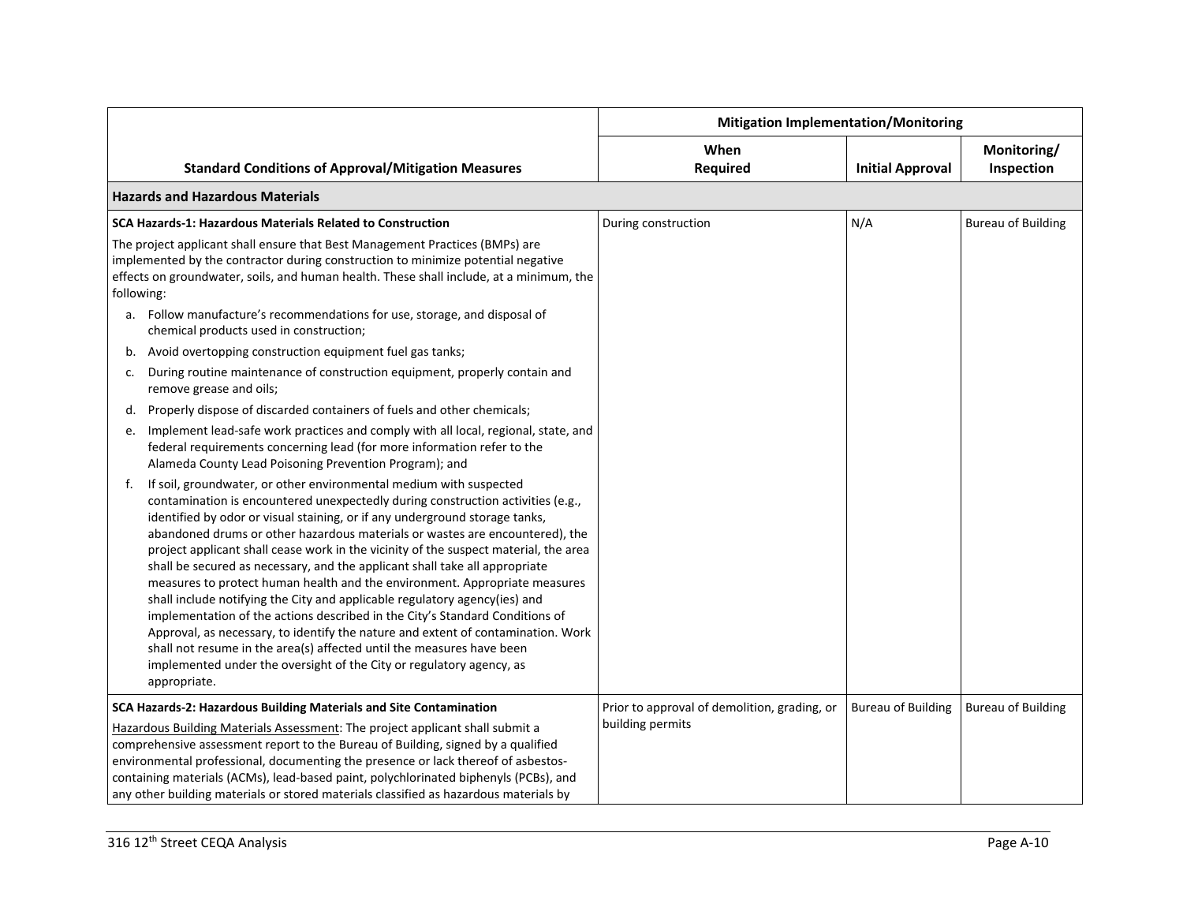| Standard Conditions of Approval/Mitigation Measures | Mitigation Implementation/Monitoring | | |
|---|---|---|---|
| | **When Required** | **Initial Approval** | **Monitoring/ Inspection** |
| **Hazards and Hazardous Materials** | | | |
| **SCA Hazards-1: Hazardous Materials Related to Construction**<br><br>The project applicant shall ensure that Best Management Practices (BMPs) are implemented by the contractor during construction to minimize potential negative effects on groundwater, soils, and human health. These shall include, at a minimum, the following:<br><br>a. Follow manufacture's recommendations for use, storage, and disposal of chemical products used in construction;<br><br>b. Avoid overtopping construction equipment fuel gas tanks;<br><br>c. During routine maintenance of construction equipment, properly contain and remove grease and oils;<br><br>d. Properly dispose of discarded containers of fuels and other chemicals;<br><br>e. Implement lead-safe work practices and comply with all local, regional, state, and federal requirements concerning lead (for more information refer to the Alameda County Lead Poisoning Prevention Program); and<br><br>f. If soil, groundwater, or other environmental medium with suspected contamination is encountered unexpectedly during construction activities (e.g., identified by odor or visual staining, or if any underground storage tanks, abandoned drums or other hazardous materials or wastes are encountered), the project applicant shall cease work in the vicinity of the suspect material, the area shall be secured as necessary, and the applicant shall take all appropriate measures to protect human health and the environment. Appropriate measures shall include notifying the City and applicable regulatory agency(ies) and implementation of the actions described in the City's Standard Conditions of Approval, as necessary, to identify the nature and extent of contamination. Work shall not resume in the area(s) affected until the measures have been implemented under the oversight of the City or regulatory agency, as appropriate. | During construction | N/A | Bureau of Building |
| **SCA Hazards-2: Hazardous Building Materials and Site Contamination**<br><br><u>Hazardous Building Materials Assessment</u>: The project applicant shall submit a comprehensive assessment report to the Bureau of Building, signed by a qualified environmental professional, documenting the presence or lack thereof of asbestos-containing materials (ACMs), lead-based paint, polychlorinated biphenyls (PCBs), and any other building materials or stored materials classified as hazardous materials by | Prior to approval of demolition, grading, or building permits | Bureau of Building | Bureau of Building |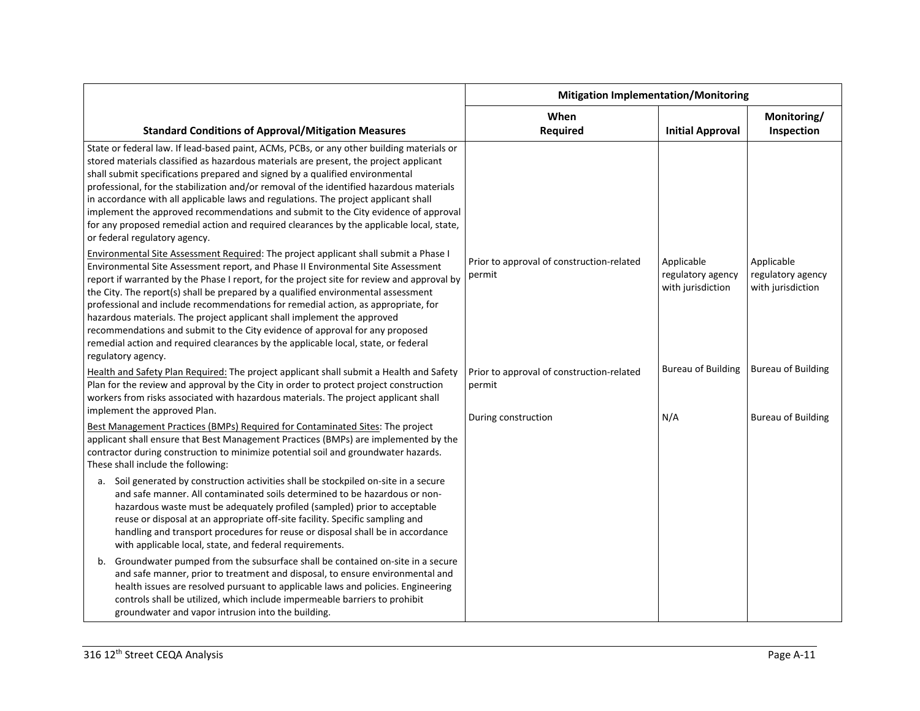| Standard Conditions of Approval/Mitigation Measures | Mitigation Implementation/Monitoring | | |
|---|---|---|---|
| | When Required | Initial Approval | Monitoring/ Inspection |
| State or federal law. If lead-based paint, ACMs, PCBs, or any other building materials or stored materials classified as hazardous materials are present, the project applicant shall submit specifications prepared and signed by a qualified environmental professional, for the stabilization and/or removal of the identified hazardous materials in accordance with all applicable laws and regulations. The project applicant shall implement the approved recommendations and submit to the City evidence of approval for any proposed remedial action and required clearances by the applicable local, state, or federal regulatory agency. | | | |
| Environmental Site Assessment Required: The project applicant shall submit a Phase I Environmental Site Assessment report, and Phase II Environmental Site Assessment report if warranted by the Phase I report, for the project site for review and approval by the City. The report(s) shall be prepared by a qualified environmental assessment professional and include recommendations for remedial action, as appropriate, for hazardous materials. The project applicant shall implement the approved recommendations and submit to the City evidence of approval for any proposed remedial action and required clearances by the applicable local, state, or federal regulatory agency. | Prior to approval of construction-related permit | Applicable regulatory agency with jurisdiction | Applicable regulatory agency with jurisdiction |
| Health and Safety Plan Required: The project applicant shall submit a Health and Safety Plan for the review and approval by the City in order to protect project construction workers from risks associated with hazardous materials. The project applicant shall implement the approved Plan. | Prior to approval of construction-related permit | Bureau of Building | Bureau of Building |
| Best Management Practices (BMPs) Required for Contaminated Sites: The project applicant shall ensure that Best Management Practices (BMPs) are implemented by the contractor during construction to minimize potential soil and groundwater hazards. These shall include the following:<br><br>a. Soil generated by construction activities shall be stockpiled on-site in a secure and safe manner. All contaminated soils determined to be hazardous or non-hazardous waste must be adequately profiled (sampled) prior to acceptable reuse or disposal at an appropriate off-site facility. Specific sampling and handling and transport procedures for reuse or disposal shall be in accordance with applicable local, state, and federal requirements.<br><br>b. Groundwater pumped from the subsurface shall be contained on-site in a secure and safe manner, prior to treatment and disposal, to ensure environmental and health issues are resolved pursuant to applicable laws and policies. Engineering controls shall be utilized, which include impermeable barriers to prohibit groundwater and vapor intrusion into the building. | During construction | N/A | Bureau of Building |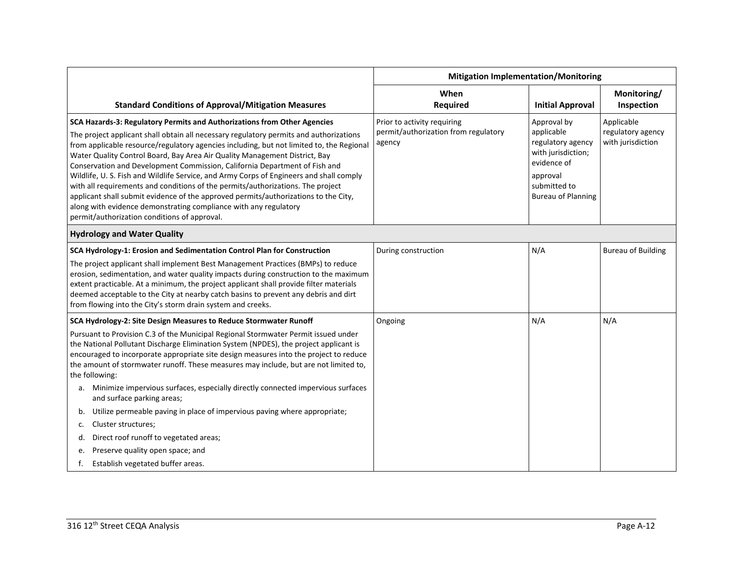| Standard Conditions of Approval/Mitigation Measures | Mitigation Implementation/Monitoring | | |
|---|---|---|---|
| | When Required | Initial Approval | Monitoring/ Inspection |
| **SCA Hazards-3: Regulatory Permits and Authorizations from Other Agencies**<br><br>The project applicant shall obtain all necessary regulatory permits and authorizations from applicable resource/regulatory agencies including, but not limited to, the Regional Water Quality Control Board, Bay Area Air Quality Management District, Bay Conservation and Development Commission, California Department of Fish and Wildlife, U. S. Fish and Wildlife Service, and Army Corps of Engineers and shall comply with all requirements and conditions of the permits/authorizations. The project applicant shall submit evidence of the approved permits/authorizations to the City, along with evidence demonstrating compliance with any regulatory permit/authorization conditions of approval. | Prior to activity requiring permit/authorization from regulatory agency | Approval by applicable regulatory agency with jurisdiction; evidence of approval submitted to Bureau of Planning | Applicable regulatory agency with jurisdiction |
| **Hydrology and Water Quality** | | | |
| **SCA Hydrology-1: Erosion and Sedimentation Control Plan for Construction**<br><br>The project applicant shall implement Best Management Practices (BMPs) to reduce erosion, sedimentation, and water quality impacts during construction to the maximum extent practicable. At a minimum, the project applicant shall provide filter materials deemed acceptable to the City at nearby catch basins to prevent any debris and dirt from flowing into the City's storm drain system and creeks. | During construction | N/A | Bureau of Building |
| **SCA Hydrology-2: Site Design Measures to Reduce Stormwater Runoff**<br><br>Pursuant to Provision C.3 of the Municipal Regional Stormwater Permit issued under the National Pollutant Discharge Elimination System (NPDES), the project applicant is encouraged to incorporate appropriate site design measures into the project to reduce the amount of stormwater runoff. These measures may include, but are not limited to, the following:<br><br>a. Minimize impervious surfaces, especially directly connected impervious surfaces and surface parking areas;<br>b. Utilize permeable paving in place of impervious paving where appropriate;<br>c. Cluster structures;<br>d. Direct roof runoff to vegetated areas;<br>e. Preserve quality open space; and<br>f. Establish vegetated buffer areas. | Ongoing | N/A | N/A |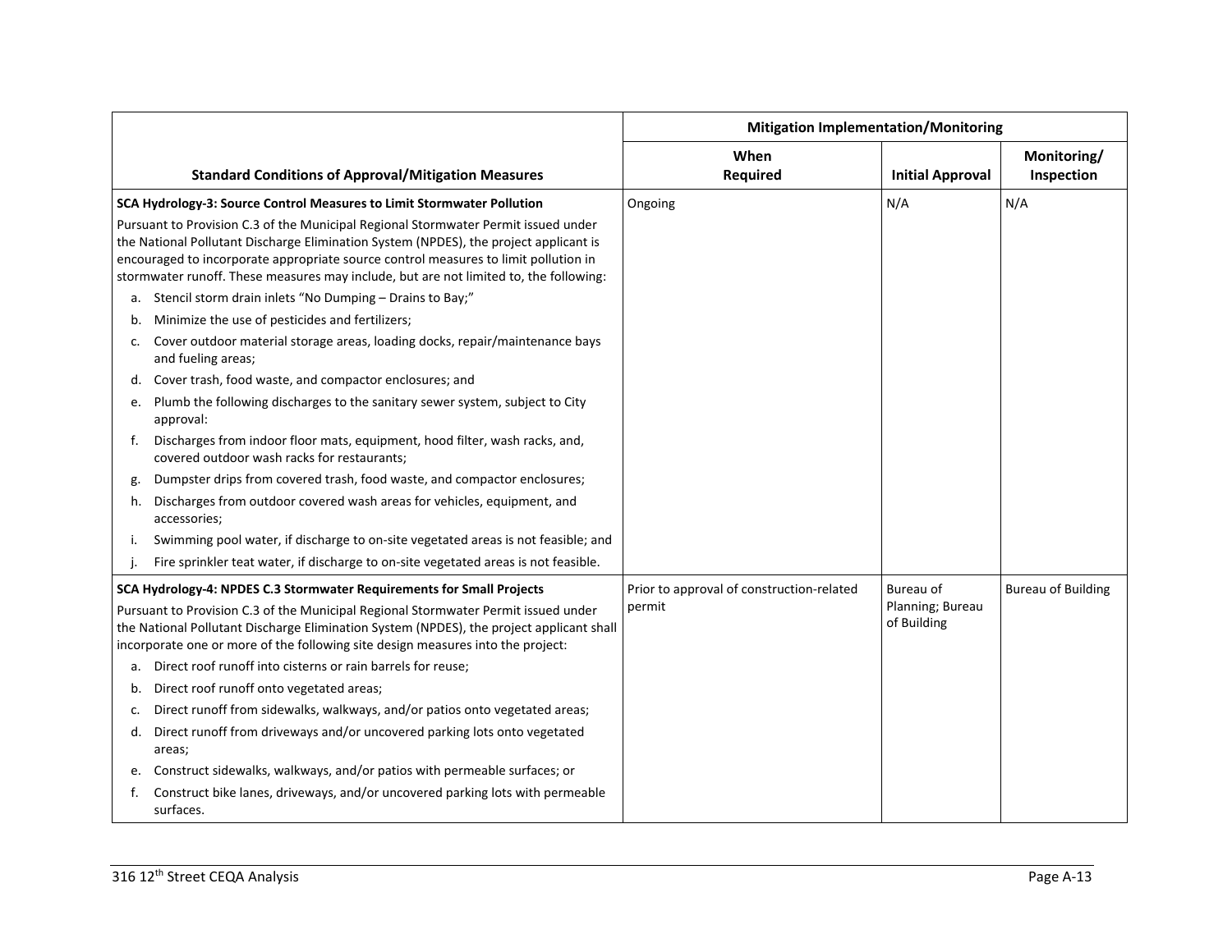| Standard Conditions of Approval/Mitigation Measures | Mitigation Implementation/Monitoring | | |
|---|---|---|---|
| | When Required | Initial Approval | Monitoring/ Inspection |
| **SCA Hydrology-3: Source Control Measures to Limit Stormwater Pollution**<br>Pursuant to Provision C.3 of the Municipal Regional Stormwater Permit issued under the National Pollutant Discharge Elimination System (NPDES), the project applicant is encouraged to incorporate appropriate source control measures to limit pollution in stormwater runoff. These measures may include, but are not limited to, the following:<br>a. Stencil storm drain inlets "No Dumping – Drains to Bay;"<br>b. Minimize the use of pesticides and fertilizers;<br>c. Cover outdoor material storage areas, loading docks, repair/maintenance bays and fueling areas;<br>d. Cover trash, food waste, and compactor enclosures; and<br>e. Plumb the following discharges to the sanitary sewer system, subject to City approval:<br>f. Discharges from indoor floor mats, equipment, hood filter, wash racks, and, covered outdoor wash racks for restaurants;<br>g. Dumpster drips from covered trash, food waste, and compactor enclosures;<br>h. Discharges from outdoor covered wash areas for vehicles, equipment, and accessories;<br>i. Swimming pool water, if discharge to on-site vegetated areas is not feasible; and<br>j. Fire sprinkler teat water, if discharge to on-site vegetated areas is not feasible. | Ongoing | N/A | N/A |
| **SCA Hydrology-4: NPDES C.3 Stormwater Requirements for Small Projects**<br>Pursuant to Provision C.3 of the Municipal Regional Stormwater Permit issued under the National Pollutant Discharge Elimination System (NPDES), the project applicant shall incorporate one or more of the following site design measures into the project:<br>a. Direct roof runoff into cisterns or rain barrels for reuse;<br>b. Direct roof runoff onto vegetated areas;<br>c. Direct runoff from sidewalks, walkways, and/or patios onto vegetated areas;<br>d. Direct runoff from driveways and/or uncovered parking lots onto vegetated areas;<br>e. Construct sidewalks, walkways, and/or patios with permeable surfaces; or<br>f. Construct bike lanes, driveways, and/or uncovered parking lots with permeable surfaces. | Prior to approval of construction-related permit | Bureau of Planning; Bureau of Building | Bureau of Building |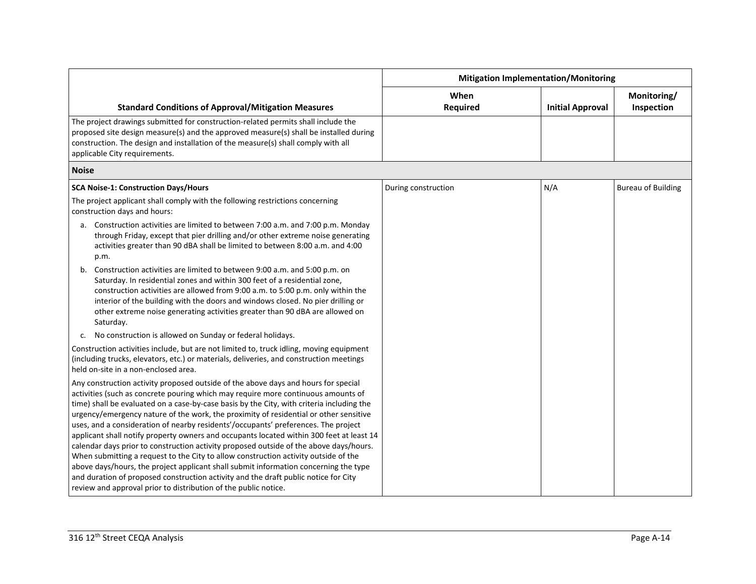| Standard Conditions of Approval/Mitigation Measures | Mitigation Implementation/Monitoring | | |
|---|---|---|---|
| | When Required | Initial Approval | Monitoring/ Inspection |
| The project drawings submitted for construction-related permits shall include the proposed site design measure(s) and the approved measure(s) shall be installed during construction. The design and installation of the measure(s) shall comply with all applicable City requirements. | | | |
| **Noise** | | | |
| **SCA Noise-1: Construction Days/Hours**<br>The project applicant shall comply with the following restrictions concerning construction days and hours:<br>a. Construction activities are limited to between 7:00 a.m. and 7:00 p.m. Monday through Friday, except that pier drilling and/or other extreme noise generating activities greater than 90 dBA shall be limited to between 8:00 a.m. and 4:00 p.m.<br>b. Construction activities are limited to between 9:00 a.m. and 5:00 p.m. on Saturday. In residential zones and within 300 feet of a residential zone, construction activities are allowed from 9:00 a.m. to 5:00 p.m. only within the interior of the building with the doors and windows closed. No pier drilling or other extreme noise generating activities greater than 90 dBA are allowed on Saturday.<br>c. No construction is allowed on Sunday or federal holidays.<br>Construction activities include, but are not limited to, truck idling, moving equipment (including trucks, elevators, etc.) or materials, deliveries, and construction meetings held on-site in a non-enclosed area.<br>Any construction activity proposed outside of the above days and hours for special activities (such as concrete pouring which may require more continuous amounts of time) shall be evaluated on a case-by-case basis by the City, with criteria including the urgency/emergency nature of the work, the proximity of residential or other sensitive uses, and a consideration of nearby residents'/occupants' preferences. The project applicant shall notify property owners and occupants located within 300 feet at least 14 calendar days prior to construction activity proposed outside of the above days/hours. When submitting a request to the City to allow construction activity outside of the above days/hours, the project applicant shall submit information concerning the type and duration of proposed construction activity and the draft public notice for City review and approval prior to distribution of the public notice. | During construction | N/A | Bureau of Building |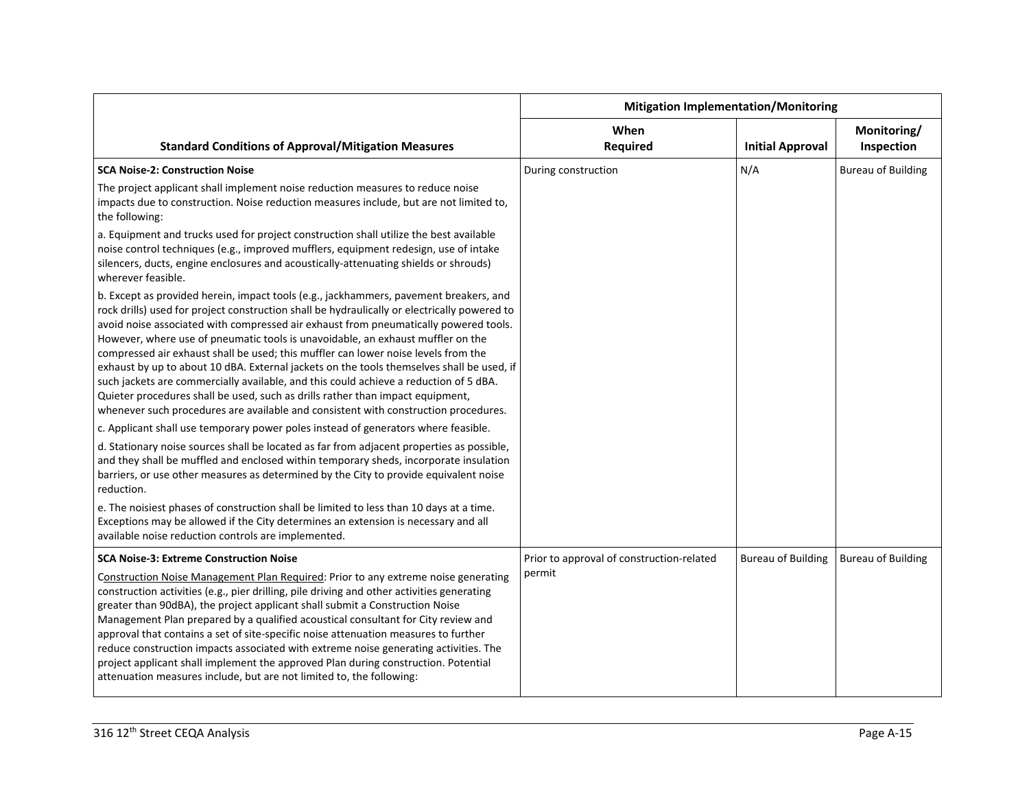| Standard Conditions of Approval/Mitigation Measures | Mitigation Implementation/Monitoring | | |
|---|---|---|---|
| | When Required | Initial Approval | Monitoring/ Inspection |
| **SCA Noise-2: Construction Noise**<br>The project applicant shall implement noise reduction measures to reduce noise impacts due to construction. Noise reduction measures include, but are not limited to, the following:<br>a. Equipment and trucks used for project construction shall utilize the best available noise control techniques (e.g., improved mufflers, equipment redesign, use of intake silencers, ducts, engine enclosures and acoustically-attenuating shields or shrouds) wherever feasible.<br>b. Except as provided herein, impact tools (e.g., jackhammers, pavement breakers, and rock drills) used for project construction shall be hydraulically or electrically powered to avoid noise associated with compressed air exhaust from pneumatically powered tools. However, where use of pneumatic tools is unavoidable, an exhaust muffler on the compressed air exhaust shall be used; this muffler can lower noise levels from the exhaust by up to about 10 dBA. External jackets on the tools themselves shall be used, if such jackets are commercially available, and this could achieve a reduction of 5 dBA. Quieter procedures shall be used, such as drills rather than impact equipment, whenever such procedures are available and consistent with construction procedures.<br>c. Applicant shall use temporary power poles instead of generators where feasible.<br>d. Stationary noise sources shall be located as far from adjacent properties as possible, and they shall be muffled and enclosed within temporary sheds, incorporate insulation barriers, or use other measures as determined by the City to provide equivalent noise reduction.<br>e. The noisiest phases of construction shall be limited to less than 10 days at a time. Exceptions may be allowed if the City determines an extension is necessary and all available noise reduction controls are implemented. | During construction | N/A | Bureau of Building |
| **SCA Noise-3: Extreme Construction Noise**<br>Construction Noise Management Plan Required: Prior to any extreme noise generating construction activities (e.g., pier drilling, pile driving and other activities generating greater than 90dBA), the project applicant shall submit a Construction Noise Management Plan prepared by a qualified acoustical consultant for City review and approval that contains a set of site-specific noise attenuation measures to further reduce construction impacts associated with extreme noise generating activities. The project applicant shall implement the approved Plan during construction. Potential attenuation measures include, but are not limited to, the following: | Prior to approval of construction-related permit | Bureau of Building | Bureau of Building |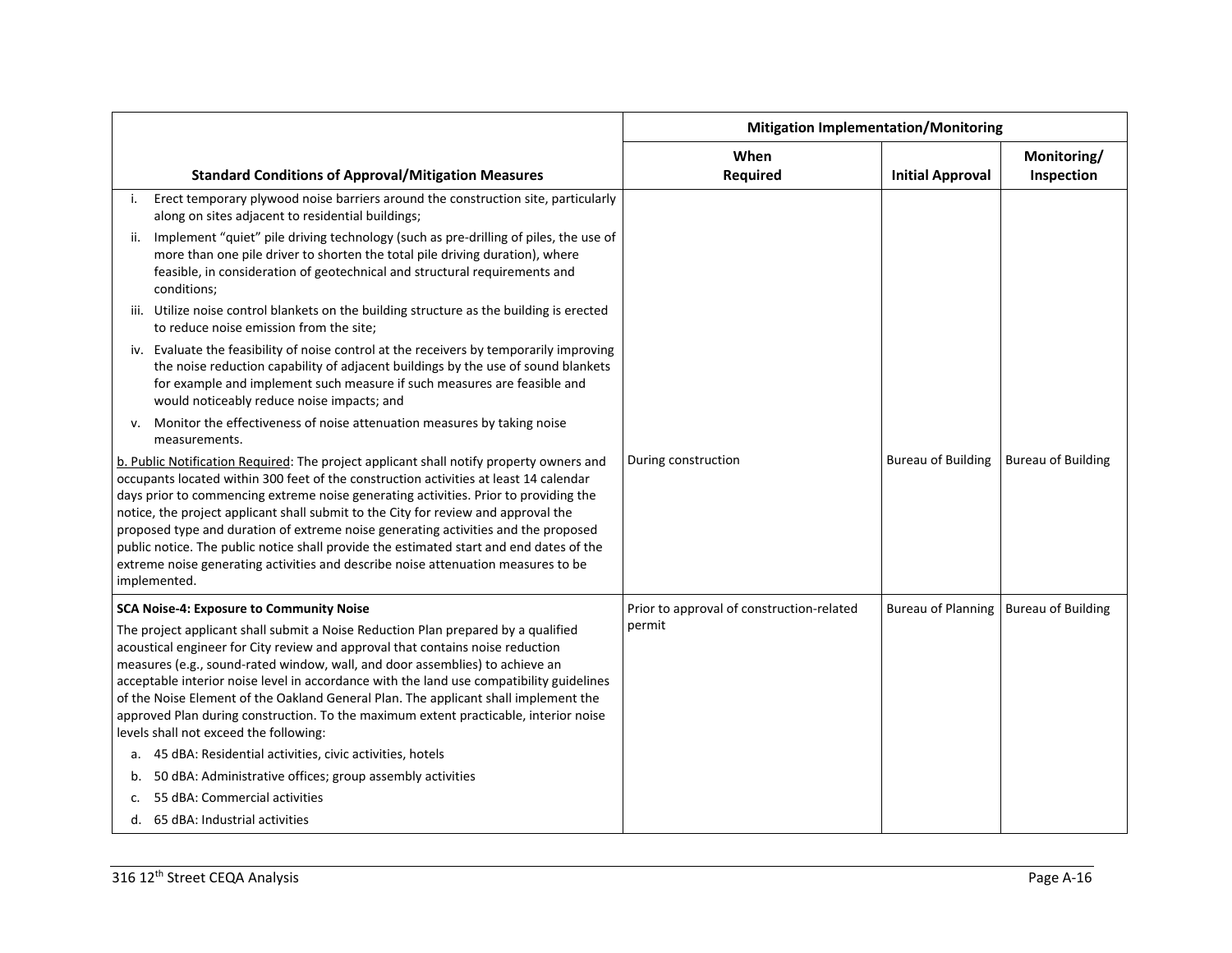| Standard Conditions of Approval/Mitigation Measures | Mitigation Implementation/Monitoring | | |
|---|---|---|---|
| | When Required | Initial Approval | Monitoring/ Inspection |
| i. Erect temporary plywood noise barriers around the construction site, particularly along on sites adjacent to residential buildings;<br>ii. Implement "quiet" pile driving technology (such as pre-drilling of piles, the use of more than one pile driver to shorten the total pile driving duration), where feasible, in consideration of geotechnical and structural requirements and conditions;<br>iii. Utilize noise control blankets on the building structure as the building is erected to reduce noise emission from the site;<br>iv. Evaluate the feasibility of noise control at the receivers by temporarily improving the noise reduction capability of adjacent buildings by the use of sound blankets for example and implement such measure if such measures are feasible and would noticeably reduce noise impacts; and<br>v. Monitor the effectiveness of noise attenuation measures by taking noise measurements. | | | |
| <u>b. Public Notification Required</u>: The project applicant shall notify property owners and occupants located within 300 feet of the construction activities at least 14 calendar days prior to commencing extreme noise generating activities. Prior to providing the notice, the project applicant shall submit to the City for review and approval the proposed type and duration of extreme noise generating activities and the proposed public notice. The public notice shall provide the estimated start and end dates of the extreme noise generating activities and describe noise attenuation measures to be implemented. | During construction | Bureau of Building | Bureau of Building |
| **SCA Noise-4: Exposure to Community Noise**<br>The project applicant shall submit a Noise Reduction Plan prepared by a qualified acoustical engineer for City review and approval that contains noise reduction measures (e.g., sound-rated window, wall, and door assemblies) to achieve an acceptable interior noise level in accordance with the land use compatibility guidelines of the Noise Element of the Oakland General Plan. The applicant shall implement the approved Plan during construction. To the maximum extent practicable, interior noise levels shall not exceed the following:<br>a. 45 dBA: Residential activities, civic activities, hotels<br>b. 50 dBA: Administrative offices; group assembly activities<br>c. 55 dBA: Commercial activities<br>d. 65 dBA: Industrial activities | Prior to approval of construction-related permit | Bureau of Planning | Bureau of Building |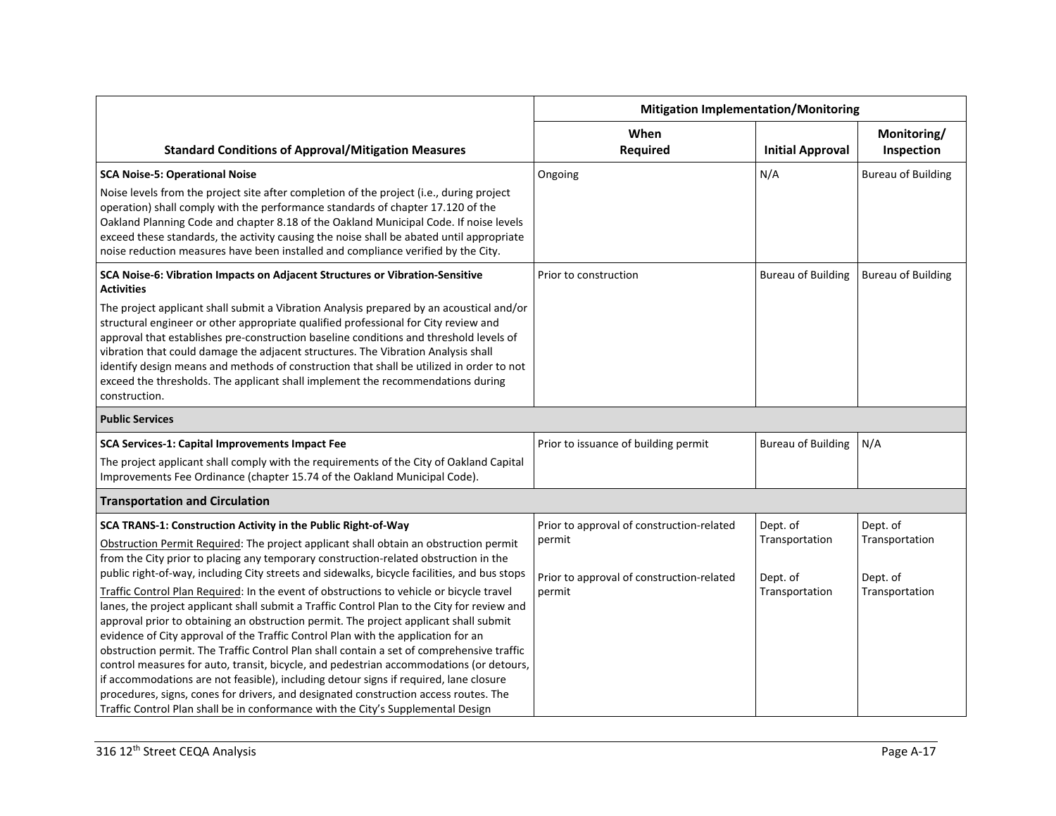| Standard Conditions of Approval/Mitigation Measures | Mitigation Implementation/Monitoring | | |
|---|---|---|---|
| | **When Required** | **Initial Approval** | **Monitoring/ Inspection** |
| **SCA Noise-5: Operational Noise**<br>Noise levels from the project site after completion of the project (i.e., during project operation) shall comply with the performance standards of chapter 17.120 of the Oakland Planning Code and chapter 8.18 of the Oakland Municipal Code. If noise levels exceed these standards, the activity causing the noise shall be abated until appropriate noise reduction measures have been installed and compliance verified by the City. | Ongoing | N/A | Bureau of Building |
| **SCA Noise-6: Vibration Impacts on Adjacent Structures or Vibration-Sensitive Activities**<br>The project applicant shall submit a Vibration Analysis prepared by an acoustical and/or structural engineer or other appropriate qualified professional for City review and approval that establishes pre-construction baseline conditions and threshold levels of vibration that could damage the adjacent structures. The Vibration Analysis shall identify design means and methods of construction that shall be utilized in order to not exceed the thresholds. The applicant shall implement the recommendations during construction. | Prior to construction | Bureau of Building | Bureau of Building |
| **Public Services** | | | |
| **SCA Services-1: Capital Improvements Impact Fee**<br>The project applicant shall comply with the requirements of the City of Oakland Capital Improvements Fee Ordinance (chapter 15.74 of the Oakland Municipal Code). | Prior to issuance of building permit | Bureau of Building | N/A |
| **Transportation and Circulation** | | | |
| **SCA TRANS-1: Construction Activity in the Public Right-of-Way**<br>Obstruction Permit Required: The project applicant shall obtain an obstruction permit from the City prior to placing any temporary construction-related obstruction in the public right-of-way, including City streets and sidewalks, bicycle facilities, and bus stops | Prior to approval of construction-related permit | Dept. of Transportation | Dept. of Transportation |
| Traffic Control Plan Required: In the event of obstructions to vehicle or bicycle travel lanes, the project applicant shall submit a Traffic Control Plan to the City for review and approval prior to obtaining an obstruction permit. The project applicant shall submit evidence of City approval of the Traffic Control Plan with the application for an obstruction permit. The Traffic Control Plan shall contain a set of comprehensive traffic control measures for auto, transit, bicycle, and pedestrian accommodations (or detours, if accommodations are not feasible), including detour signs if required, lane closure procedures, signs, cones for drivers, and designated construction access routes. The Traffic Control Plan shall be in conformance with the City's Supplemental Design | Prior to approval of construction-related permit | Dept. of Transportation | Dept. of Transportation |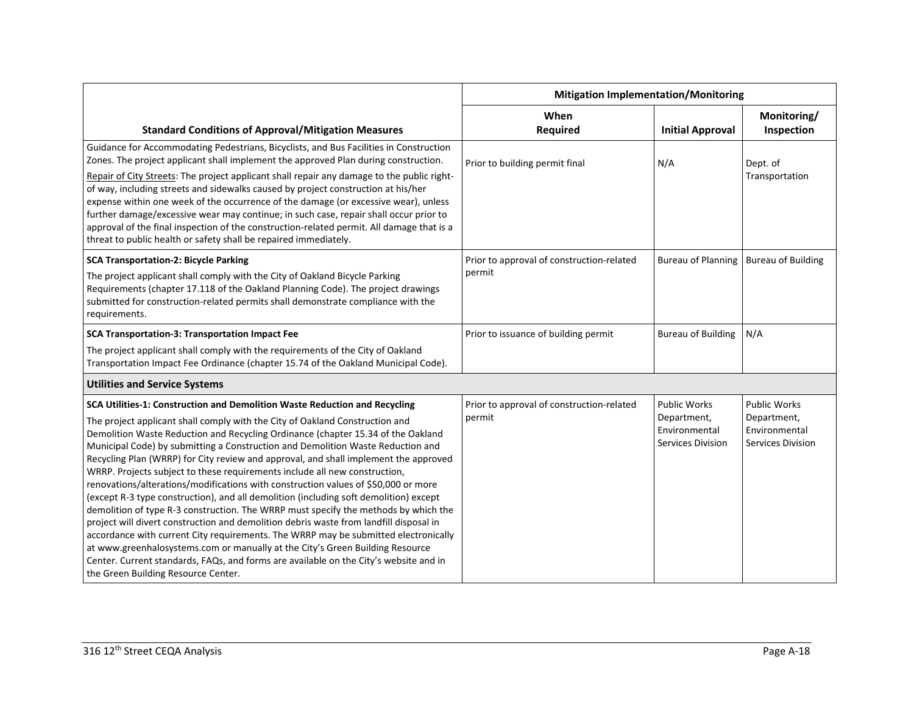| Standard Conditions of Approval/Mitigation Measures | Mitigation Implementation/Monitoring | | |
|---|---|---|---|
| | When Required | Initial Approval | Monitoring/ Inspection |
| Guidance for Accommodating Pedestrians, Bicyclists, and Bus Facilities in Construction Zones. The project applicant shall implement the approved Plan during construction.<br><br><u>Repair of City Streets</u>: The project applicant shall repair any damage to the public right-of way, including streets and sidewalks caused by project construction at his/her expense within one week of the occurrence of the damage (or excessive wear), unless further damage/excessive wear may continue; in such case, repair shall occur prior to approval of the final inspection of the construction-related permit. All damage that is a threat to public health or safety shall be repaired immediately. | Prior to building permit final | N/A | Dept. of Transportation |
| **SCA Transportation-2: Bicycle Parking**<br><br>The project applicant shall comply with the City of Oakland Bicycle Parking Requirements (chapter 17.118 of the Oakland Planning Code). The project drawings submitted for construction-related permits shall demonstrate compliance with the requirements. | Prior to approval of construction-related permit | Bureau of Planning | Bureau of Building |
| **SCA Transportation-3: Transportation Impact Fee**<br><br>The project applicant shall comply with the requirements of the City of Oakland Transportation Impact Fee Ordinance (chapter 15.74 of the Oakland Municipal Code). | Prior to issuance of building permit | Bureau of Building | N/A |
| **Utilities and Service Systems** | | | |
| **SCA Utilities-1: Construction and Demolition Waste Reduction and Recycling**<br><br>The project applicant shall comply with the City of Oakland Construction and Demolition Waste Reduction and Recycling Ordinance (chapter 15.34 of the Oakland Municipal Code) by submitting a Construction and Demolition Waste Reduction and Recycling Plan (WRRP) for City review and approval, and shall implement the approved WRRP. Projects subject to these requirements include all new construction, renovations/alterations/modifications with construction values of $50,000 or more (except R-3 type construction), and all demolition (including soft demolition) except demolition of type R-3 construction. The WRRP must specify the methods by which the project will divert construction and demolition debris waste from landfill disposal in accordance with current City requirements. The WRRP may be submitted electronically at www.greenhalosystems.com or manually at the City's Green Building Resource Center. Current standards, FAQs, and forms are available on the City's website and in the Green Building Resource Center. | Prior to approval of construction-related permit | Public Works Department, Environmental Services Division | Public Works Department, Environmental Services Division |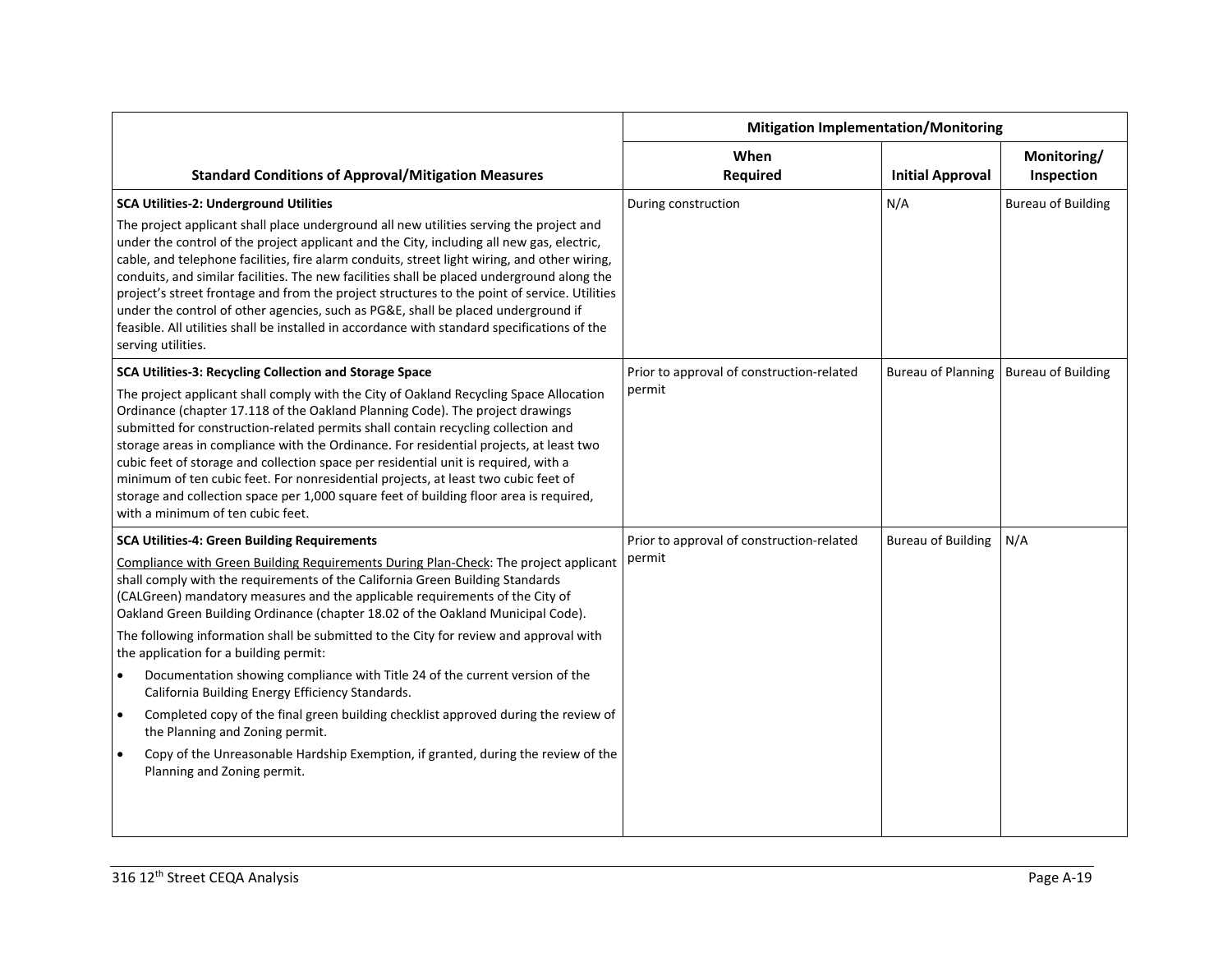| Standard Conditions of Approval/Mitigation Measures | Mitigation Implementation/Monitoring | | |
|---|---|---|---|
| | When Required | Initial Approval | Monitoring/ Inspection |
| **SCA Utilities-2: Underground Utilities**<br><br>The project applicant shall place underground all new utilities serving the project and under the control of the project applicant and the City, including all new gas, electric, cable, and telephone facilities, fire alarm conduits, street light wiring, and other wiring, conduits, and similar facilities. The new facilities shall be placed underground along the project's street frontage and from the project structures to the point of service. Utilities under the control of other agencies, such as PG&E, shall be placed underground if feasible. All utilities shall be installed in accordance with standard specifications of the serving utilities. | During construction | N/A | Bureau of Building |
| **SCA Utilities-3: Recycling Collection and Storage Space**<br><br>The project applicant shall comply with the City of Oakland Recycling Space Allocation Ordinance (chapter 17.118 of the Oakland Planning Code). The project drawings submitted for construction-related permits shall contain recycling collection and storage areas in compliance with the Ordinance. For residential projects, at least two cubic feet of storage and collection space per residential unit is required, with a minimum of ten cubic feet. For nonresidential projects, at least two cubic feet of storage and collection space per 1,000 square feet of building floor area is required, with a minimum of ten cubic feet. | Prior to approval of construction-related permit | Bureau of Planning | Bureau of Building |
| **SCA Utilities-4: Green Building Requirements**<br><br><u>Compliance with Green Building Requirements During Plan-Check</u>: The project applicant shall comply with the requirements of the California Green Building Standards (CALGreen) mandatory measures and the applicable requirements of the City of Oakland Green Building Ordinance (chapter 18.02 of the Oakland Municipal Code).<br><br>The following information shall be submitted to the City for review and approval with the application for a building permit:<br><br>• Documentation showing compliance with Title 24 of the current version of the California Building Energy Efficiency Standards.<br>• Completed copy of the final green building checklist approved during the review of the Planning and Zoning permit.<br>• Copy of the Unreasonable Hardship Exemption, if granted, during the review of the Planning and Zoning permit. | Prior to approval of construction-related permit | Bureau of Building | N/A |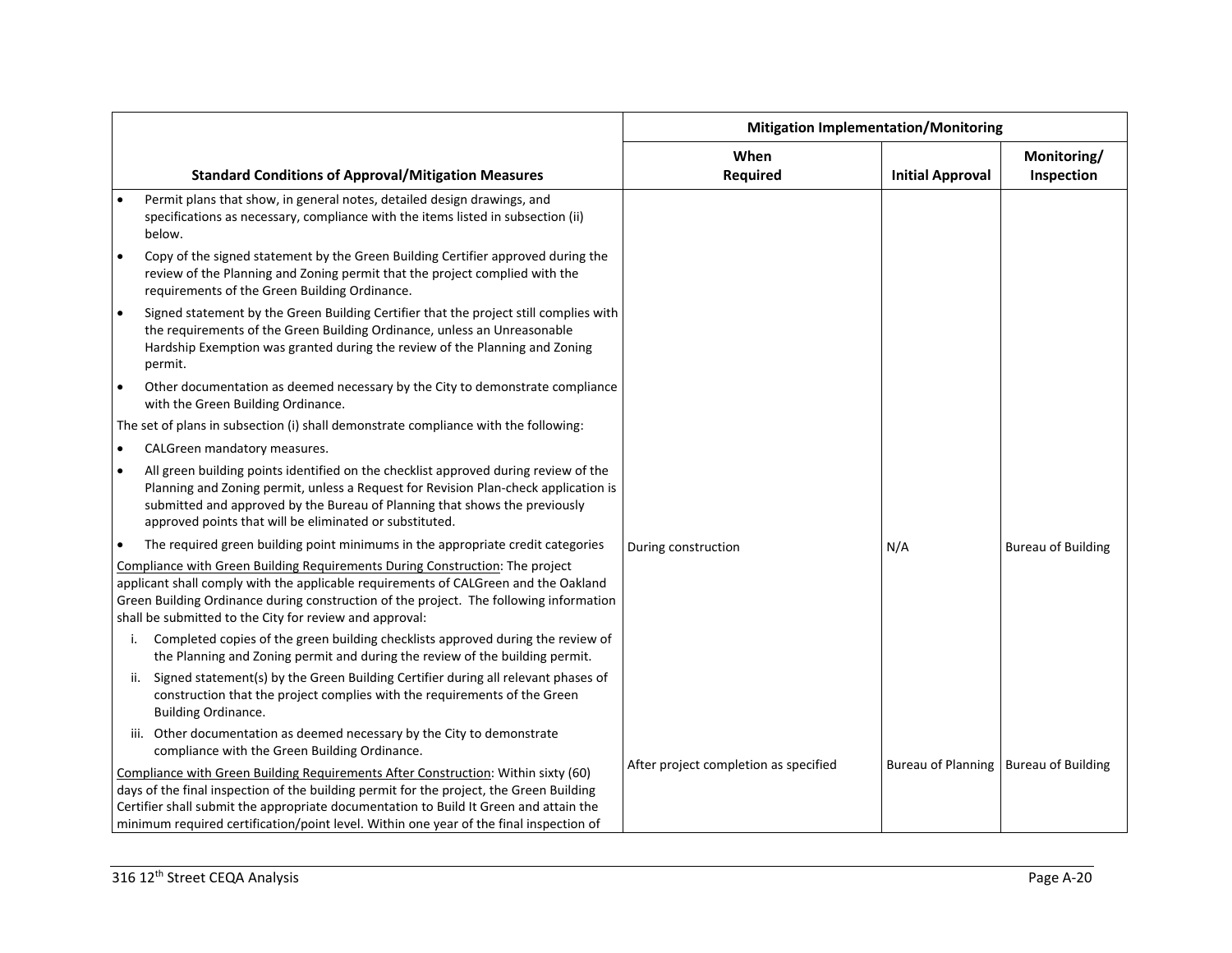| Standard Conditions of Approval/Mitigation Measures | Mitigation Implementation/Monitoring | | |
|---|---|---|---|
| | When Required | Initial Approval | Monitoring/ Inspection |
| • Permit plans that show, in general notes, detailed design drawings, and specifications as necessary, compliance with the items listed in subsection (ii) below.<br>• Copy of the signed statement by the Green Building Certifier approved during the review of the Planning and Zoning permit that the project complied with the requirements of the Green Building Ordinance.<br>• Signed statement by the Green Building Certifier that the project still complies with the requirements of the Green Building Ordinance, unless an Unreasonable Hardship Exemption was granted during the review of the Planning and Zoning permit.<br>• Other documentation as deemed necessary by the City to demonstrate compliance with the Green Building Ordinance.<br>The set of plans in subsection (i) shall demonstrate compliance with the following:<br>• CALGreen mandatory measures.<br>• All green building points identified on the checklist approved during review of the Planning and Zoning permit, unless a Request for Revision Plan-check application is submitted and approved by the Bureau of Planning that shows the previously approved points that will be eliminated or substituted.<br>• The required green building point minimums in the appropriate credit categories | | | |
| <u>Compliance with Green Building Requirements During Construction</u>: The project applicant shall comply with the applicable requirements of CALGreen and the Oakland Green Building Ordinance during construction of the project. The following information shall be submitted to the City for review and approval:<br>i. Completed copies of the green building checklists approved during the review of the Planning and Zoning permit and during the review of the building permit.<br>ii. Signed statement(s) by the Green Building Certifier during all relevant phases of construction that the project complies with the requirements of the Green Building Ordinance.<br>iii. Other documentation as deemed necessary by the City to demonstrate compliance with the Green Building Ordinance. | During construction | N/A | Bureau of Building |
| <u>Compliance with Green Building Requirements After Construction</u>: Within sixty (60) days of the final inspection of the building permit for the project, the Green Building Certifier shall submit the appropriate documentation to Build It Green and attain the minimum required certification/point level. Within one year of the final inspection of | After project completion as specified | Bureau of Planning | Bureau of Building |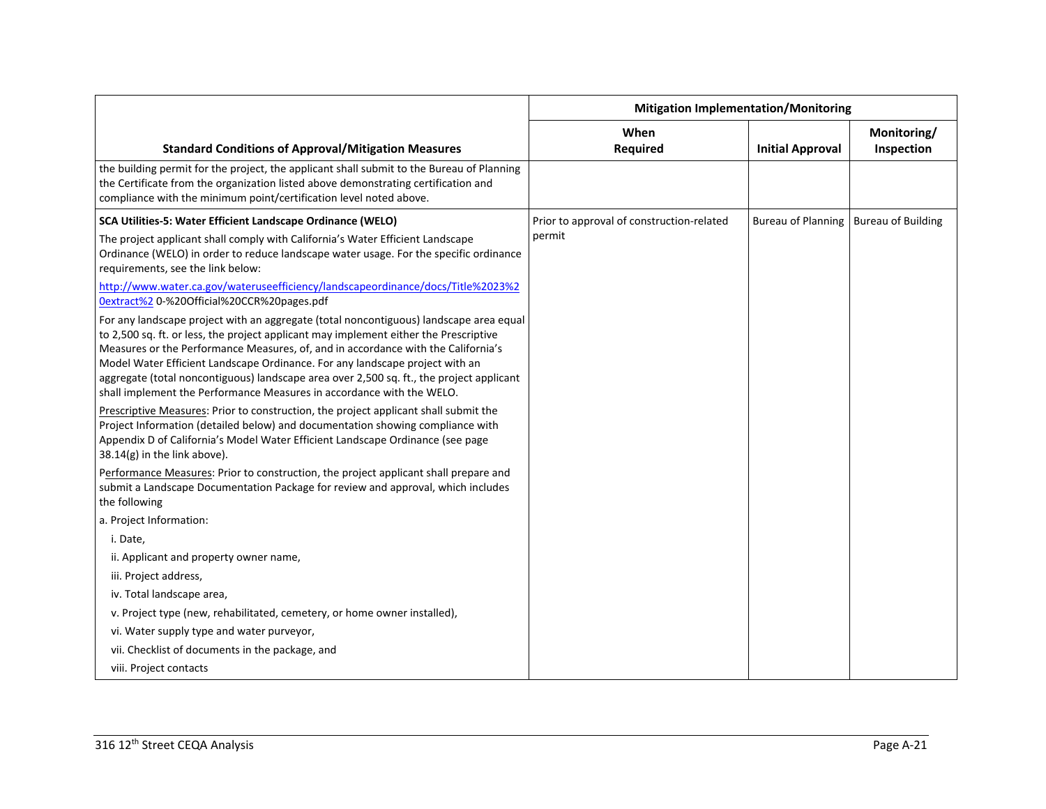| Standard Conditions of Approval/Mitigation Measures | Mitigation Implementation/Monitoring | | |
|---|---|---|---|
| | When Required | Initial Approval | Monitoring/ Inspection |
| the building permit for the project, the applicant shall submit to the Bureau of Planning the Certificate from the organization listed above demonstrating certification and compliance with the minimum point/certification level noted above. | | | |
| **SCA Utilities-5: Water Efficient Landscape Ordinance (WELO)**<br><br>The project applicant shall comply with California's Water Efficient Landscape Ordinance (WELO) in order to reduce landscape water usage. For the specific ordinance requirements, see the link below:<br><br>http://www.water.ca.gov/wateruseefficiency/landscapeordinance/docs/Title%2023%20extract%2 0-%20Official%20CCR%20pages.pdf<br><br>For any landscape project with an aggregate (total noncontiguous) landscape area equal to 2,500 sq. ft. or less, the project applicant may implement either the Prescriptive Measures or the Performance Measures, of, and in accordance with the California's Model Water Efficient Landscape Ordinance. For any landscape project with an aggregate (total noncontiguous) landscape area over 2,500 sq. ft., the project applicant shall implement the Performance Measures in accordance with the WELO.<br><br>Prescriptive Measures: Prior to construction, the project applicant shall submit the Project Information (detailed below) and documentation showing compliance with Appendix D of California's Model Water Efficient Landscape Ordinance (see page 38.14(g) in the link above).<br><br>Performance Measures: Prior to construction, the project applicant shall prepare and submit a Landscape Documentation Package for review and approval, which includes the following<br><br>a. Project Information:<br><br>i. Date,<br><br>ii. Applicant and property owner name,<br><br>iii. Project address,<br><br>iv. Total landscape area,<br><br>v. Project type (new, rehabilitated, cemetery, or home owner installed),<br><br>vi. Water supply type and water purveyor,<br><br>vii. Checklist of documents in the package, and<br><br>viii. Project contacts | Prior to approval of construction-related permit | Bureau of Planning | Bureau of Building |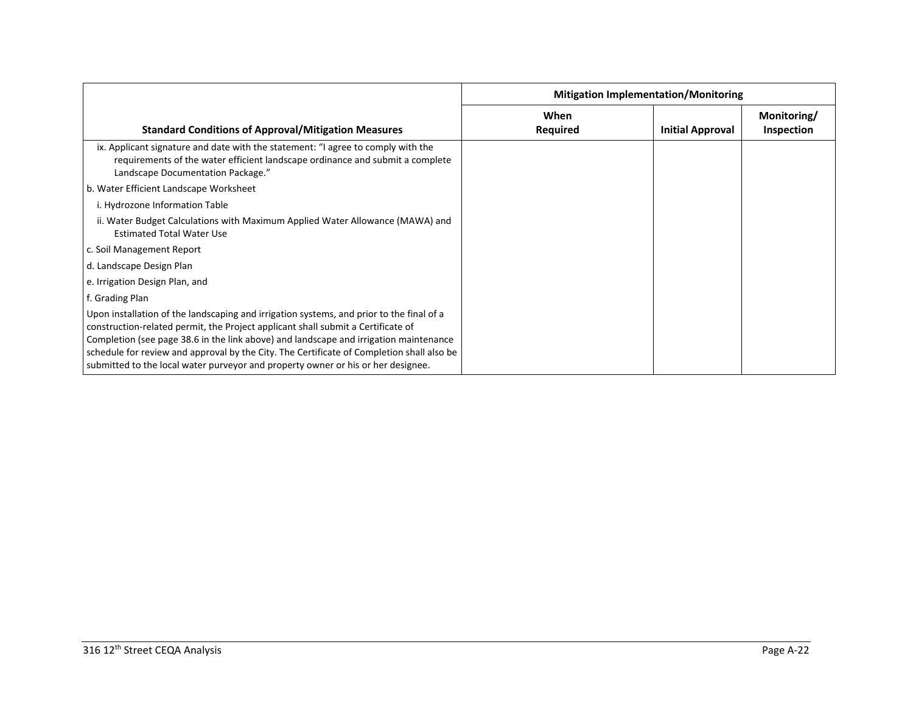| Standard Conditions of Approval/Mitigation Measures | Mitigation Implementation/Monitoring | | |
|---|---|---|---|
| | When Required | Initial Approval | Monitoring/ Inspection |
| ix. Applicant signature and date with the statement: "I agree to comply with the requirements of the water efficient landscape ordinance and submit a complete Landscape Documentation Package."<br>b. Water Efficient Landscape Worksheet<br>i. Hydrozone Information Table<br>ii. Water Budget Calculations with Maximum Applied Water Allowance (MAWA) and Estimated Total Water Use<br>c. Soil Management Report<br>d. Landscape Design Plan<br>e. Irrigation Design Plan, and<br>f. Grading Plan<br>Upon installation of the landscaping and irrigation systems, and prior to the final of a construction-related permit, the Project applicant shall submit a Certificate of Completion (see page 38.6 in the link above) and landscape and irrigation maintenance schedule for review and approval by the City. The Certificate of Completion shall also be submitted to the local water purveyor and property owner or his or her designee. | | | |